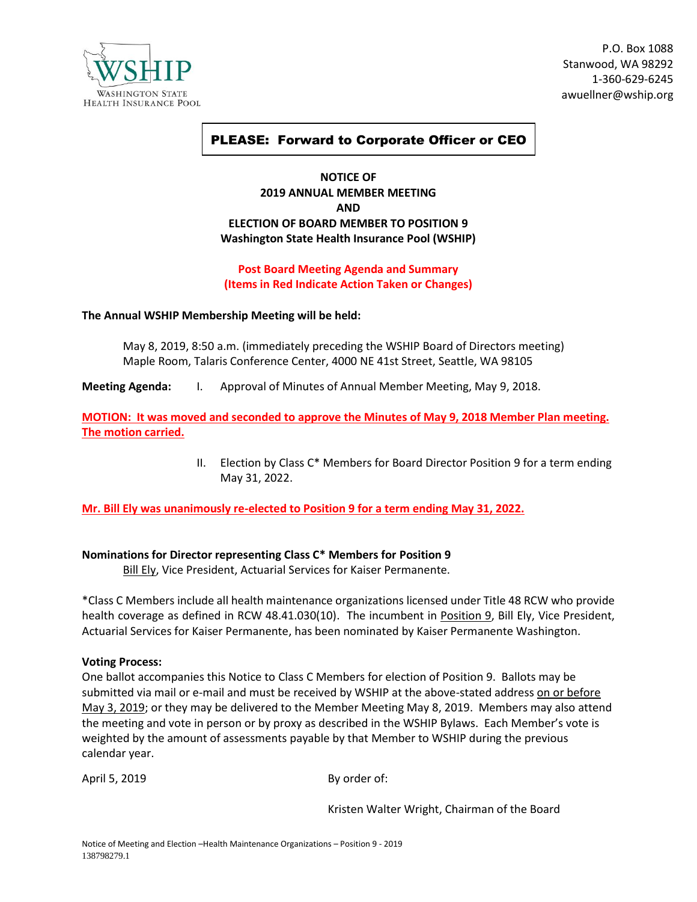WSHIP
WASHINGTON STATE
HEALTH INSURANCE POOL

P.O. Box 1088
Stanwood, WA 98292
1-360-629-6245
awuellner@wship.org

**PLEASE: Forward to Corporate Officer or CEO**

**NOTICE OF**
**2019 ANNUAL MEMBER MEETING**
**AND**
**ELECTION OF BOARD MEMBER TO POSITION 9**
**Washington State Health Insurance Pool (WSHIP)**

**Post Board Meeting Agenda and Summary**
**(Items in Red Indicate Action Taken or Changes)**

**The Annual WSHIP Membership Meeting will be held:**

May 8, 2019, 8:50 a.m. (immediately preceding the WSHIP Board of Directors meeting)
Maple Room, Talaris Conference Center, 4000 NE 41st Street, Seattle, WA 98105

**Meeting Agenda:** I. Approval of Minutes of Annual Member Meeting, May 9, 2018.

**MOTION: It was moved and seconded to approve the Minutes of May 9, 2018 Member Plan meeting. The motion carried.**

II. Election by Class C* Members for Board Director Position 9 for a term ending May 31, 2022.

**Mr. Bill Ely was unanimously re-elected to Position 9 for a term ending May 31, 2022.**

**Nominations for Director representing Class C* Members for Position 9**
Bill Ely, Vice President, Actuarial Services for Kaiser Permanente.

*Class C Members include all health maintenance organizations licensed under Title 48 RCW who provide health coverage as defined in RCW 48.41.030(10). The incumbent in Position 9, Bill Ely, Vice President, Actuarial Services for Kaiser Permanente, has been nominated by Kaiser Permanente Washington.

**Voting Process:**
One ballot accompanies this Notice to Class C Members for election of Position 9. Ballots may be submitted via mail or e-mail and must be received by WSHIP at the above-stated address on or before May 3, 2019; or they may be delivered to the Member Meeting May 8, 2019. Members may also attend the meeting and vote in person or by proxy as described in the WSHIP Bylaws. Each Member's vote is weighted by the amount of assessments payable by that Member to WSHIP during the previous calendar year.

April 5, 2019

By order of:

Kristen Walter Wright, Chairman of the Board

Notice of Meeting and Election –Health Maintenance Organizations – Position 9 - 2019
138798279.1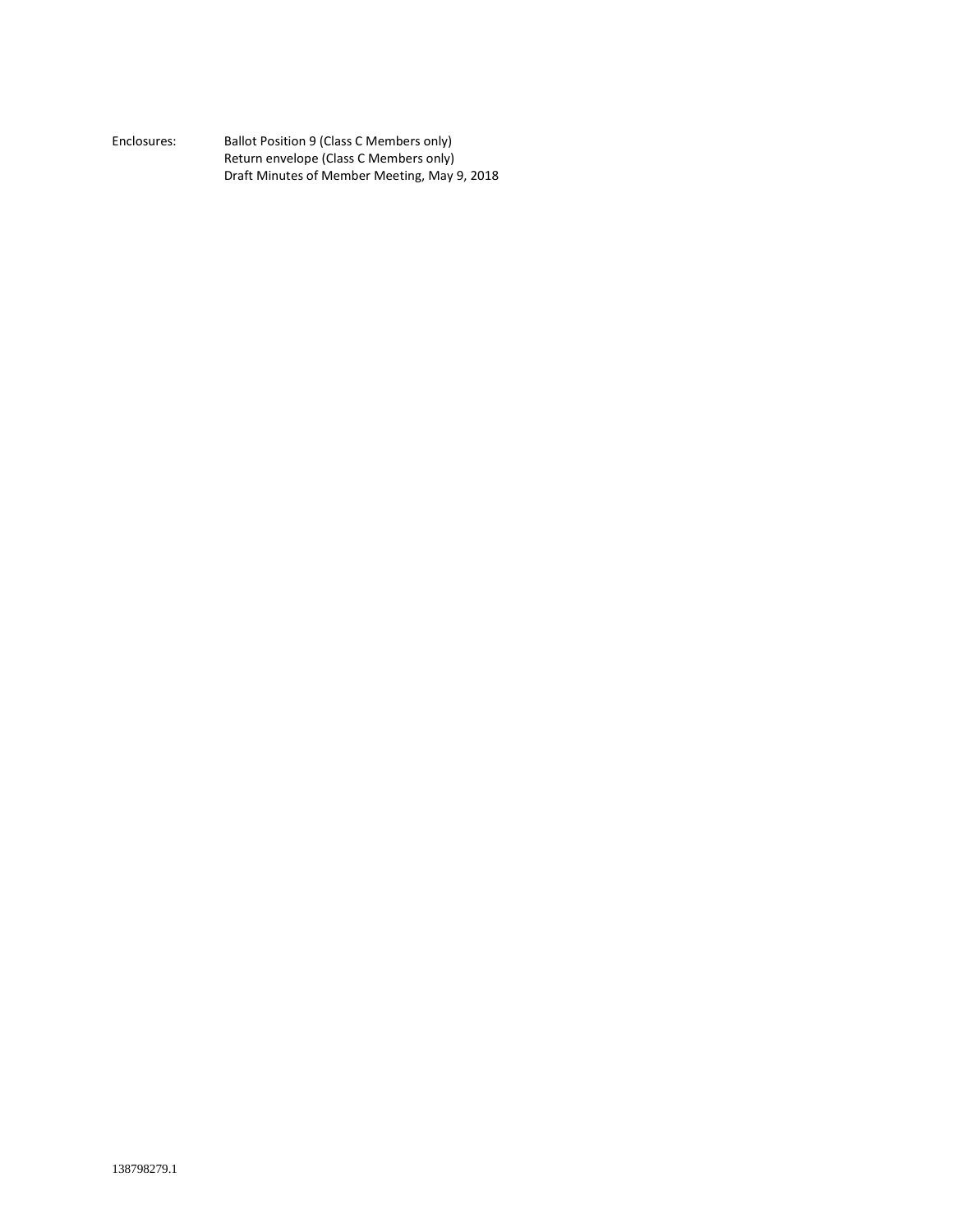Enclosures: Ballot Position 9 (Class C Members only)
Return envelope (Class C Members only)
Draft Minutes of Member Meeting, May 9, 2018

138798279.1